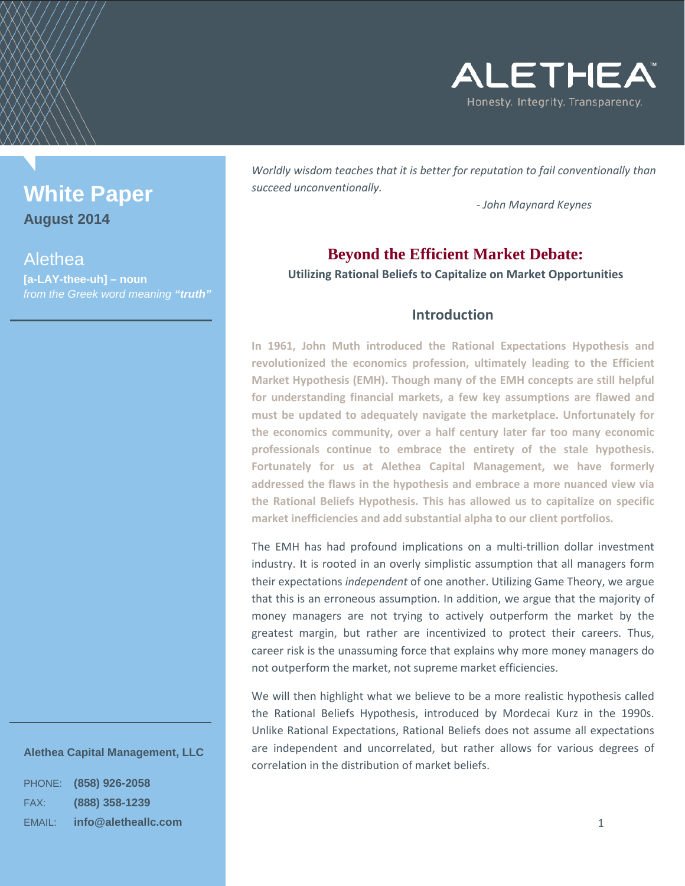ALETHEA™

Honesty. Integrity. Transparency.

# White Paper

**August 2014**

Alethea

**[a-LAY-thee-uh] – noun**

*from the Greek word meaning* ***"truth"***

*Worldly wisdom teaches that it is better for reputation to fail conventionally than succeed unconventionally.*

*- John Maynard Keynes*

# Beyond the Efficient Market Debate:

**Utilizing Rational Beliefs to Capitalize on Market Opportunities**

## Introduction

**In 1961, John Muth introduced the Rational Expectations Hypothesis and revolutionized the economics profession, ultimately leading to the Efficient Market Hypothesis (EMH). Though many of the EMH concepts are still helpful for understanding financial markets, a few key assumptions are flawed and must be updated to adequately navigate the marketplace. Unfortunately for the economics community, over a half century later far too many economic professionals continue to embrace the entirety of the stale hypothesis. Fortunately for us at Alethea Capital Management, we have formerly addressed the flaws in the hypothesis and embrace a more nuanced view via the Rational Beliefs Hypothesis. This has allowed us to capitalize on specific market inefficiencies and add substantial alpha to our client portfolios.**

The EMH has had profound implications on a multi-trillion dollar investment industry. It is rooted in an overly simplistic assumption that all managers form their expectations *independent* of one another. Utilizing Game Theory, we argue that this is an erroneous assumption. In addition, we argue that the majority of money managers are not trying to actively outperform the market by the greatest margin, but rather are incentivized to protect their careers. Thus, career risk is the unassuming force that explains why more money managers do not outperform the market, not supreme market efficiencies.

We will then highlight what we believe to be a more realistic hypothesis called the Rational Beliefs Hypothesis, introduced by Mordecai Kurz in the 1990s. Unlike Rational Expectations, Rational Beliefs does not assume all expectations are independent and uncorrelated, but rather allows for various degrees of correlation in the distribution of market beliefs.

**Alethea Capital Management, LLC**

PHONE: **(858) 926-2058**

FAX: **(888) 358-1239**

EMAIL: **info@aletheallc.com**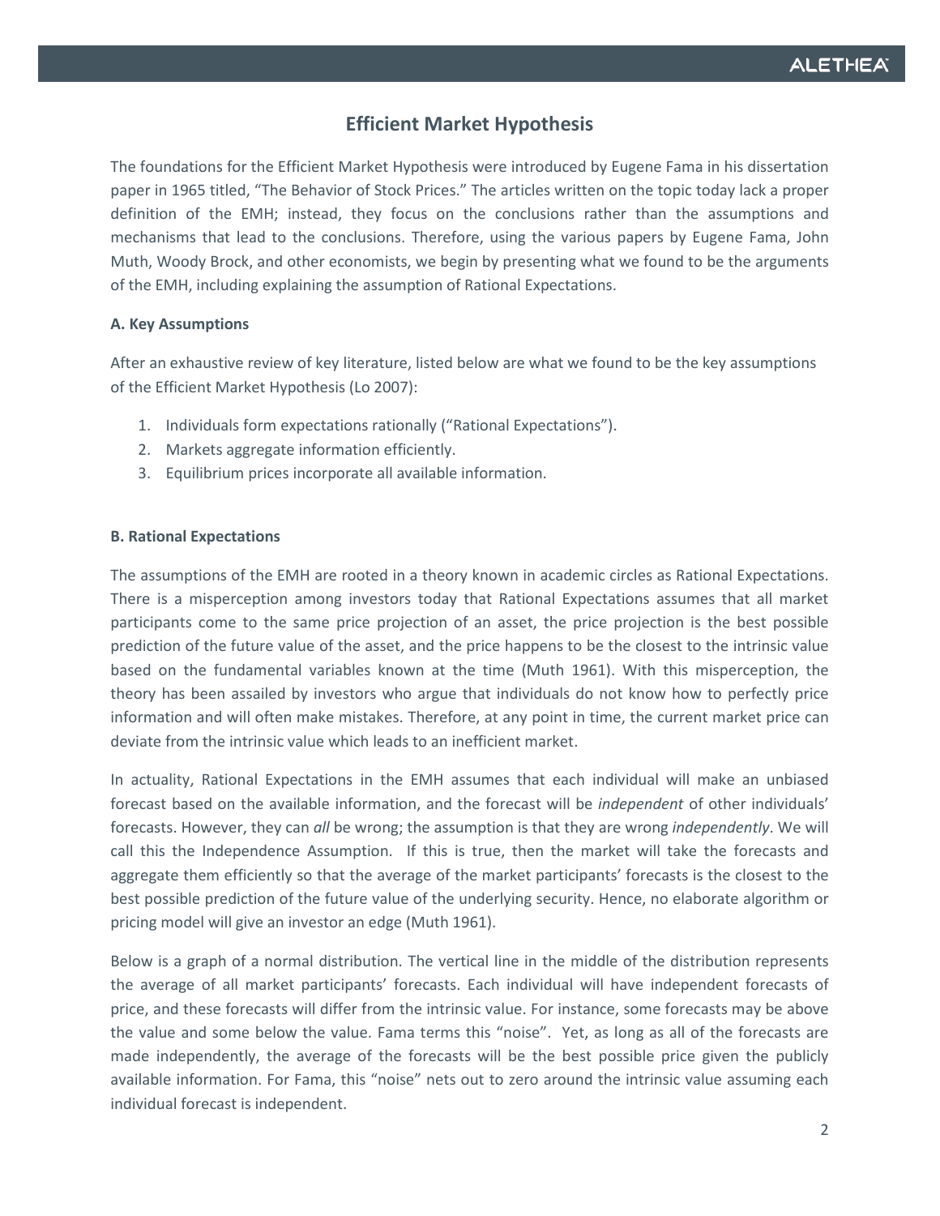## Efficient Market Hypothesis

The foundations for the Efficient Market Hypothesis were introduced by Eugene Fama in his dissertation paper in 1965 titled, "The Behavior of Stock Prices." The articles written on the topic today lack a proper definition of the EMH; instead, they focus on the conclusions rather than the assumptions and mechanisms that lead to the conclusions. Therefore, using the various papers by Eugene Fama, John Muth, Woody Brock, and other economists, we begin by presenting what we found to be the arguments of the EMH, including explaining the assumption of Rational Expectations.

### A. Key Assumptions

After an exhaustive review of key literature, listed below are what we found to be the key assumptions of the Efficient Market Hypothesis (Lo 2007):

1. Individuals form expectations rationally ("Rational Expectations").
2. Markets aggregate information efficiently.
3. Equilibrium prices incorporate all available information.

### B. Rational Expectations

The assumptions of the EMH are rooted in a theory known in academic circles as Rational Expectations. There is a misperception among investors today that Rational Expectations assumes that all market participants come to the same price projection of an asset, the price projection is the best possible prediction of the future value of the asset, and the price happens to be the closest to the intrinsic value based on the fundamental variables known at the time (Muth 1961). With this misperception, the theory has been assailed by investors who argue that individuals do not know how to perfectly price information and will often make mistakes. Therefore, at any point in time, the current market price can deviate from the intrinsic value which leads to an inefficient market.

In actuality, Rational Expectations in the EMH assumes that each individual will make an unbiased forecast based on the available information, and the forecast will be *independent* of other individuals' forecasts. However, they can *all* be wrong; the assumption is that they are wrong *independently*. We will call this the Independence Assumption. If this is true, then the market will take the forecasts and aggregate them efficiently so that the average of the market participants' forecasts is the closest to the best possible prediction of the future value of the underlying security. Hence, no elaborate algorithm or pricing model will give an investor an edge (Muth 1961).

Below is a graph of a normal distribution. The vertical line in the middle of the distribution represents the average of all market participants' forecasts. Each individual will have independent forecasts of price, and these forecasts will differ from the intrinsic value. For instance, some forecasts may be above the value and some below the value. Fama terms this "noise". Yet, as long as all of the forecasts are made independently, the average of the forecasts will be the best possible price given the publicly available information. For Fama, this "noise" nets out to zero around the intrinsic value assuming each individual forecast is independent.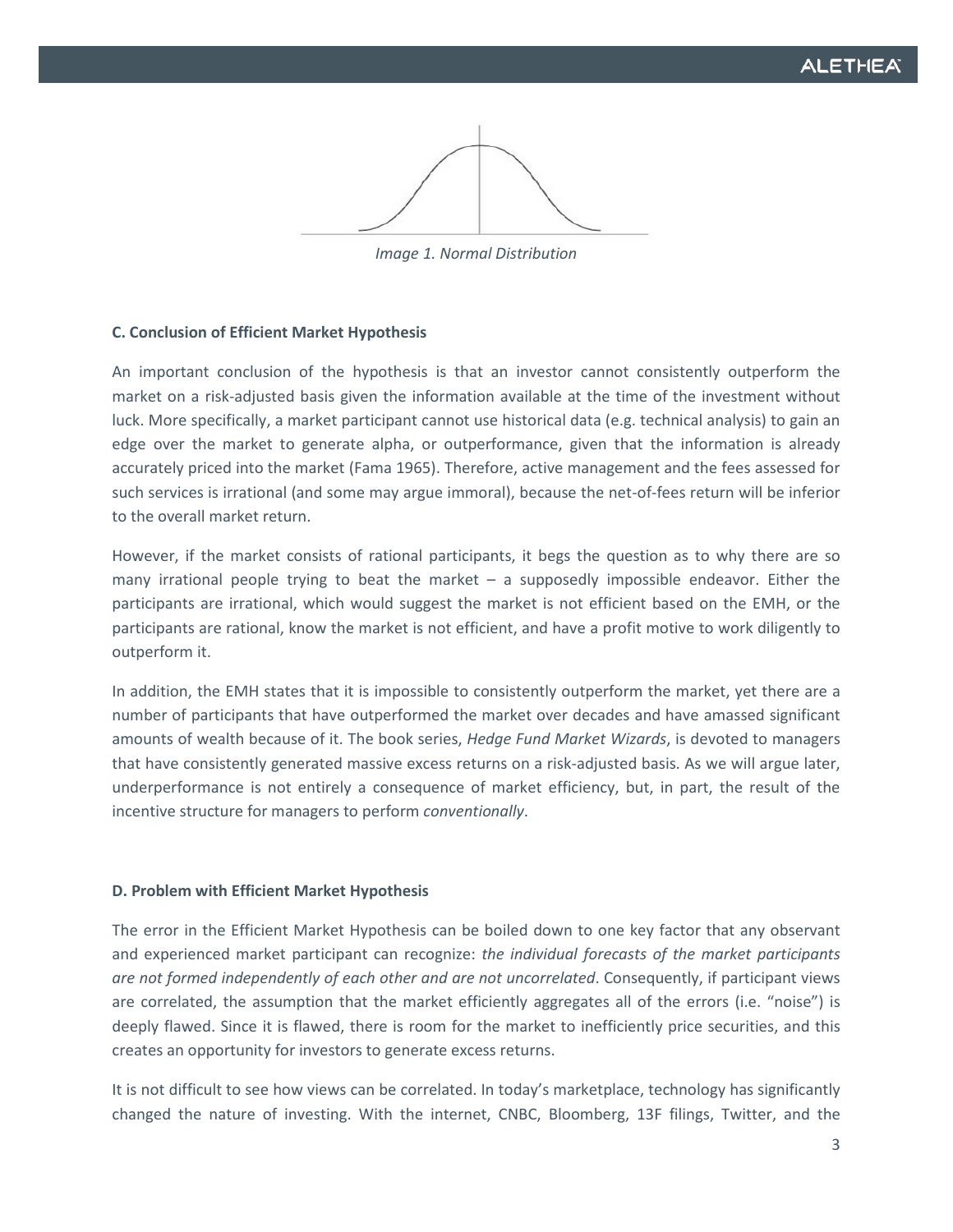*Image 1. Normal Distribution*

**C. Conclusion of Efficient Market Hypothesis**

An important conclusion of the hypothesis is that an investor cannot consistently outperform the market on a risk-adjusted basis given the information available at the time of the investment without luck. More specifically, a market participant cannot use historical data (e.g. technical analysis) to gain an edge over the market to generate alpha, or outperformance, given that the information is already accurately priced into the market (Fama 1965). Therefore, active management and the fees assessed for such services is irrational (and some may argue immoral), because the net-of-fees return will be inferior to the overall market return.

However, if the market consists of rational participants, it begs the question as to why there are so many irrational people trying to beat the market – a supposedly impossible endeavor. Either the participants are irrational, which would suggest the market is not efficient based on the EMH, or the participants are rational, know the market is not efficient, and have a profit motive to work diligently to outperform it.

In addition, the EMH states that it is impossible to consistently outperform the market, yet there are a number of participants that have outperformed the market over decades and have amassed significant amounts of wealth because of it. The book series, *Hedge Fund Market Wizards*, is devoted to managers that have consistently generated massive excess returns on a risk-adjusted basis. As we will argue later, underperformance is not entirely a consequence of market efficiency, but, in part, the result of the incentive structure for managers to perform *conventionally*.

**D. Problem with Efficient Market Hypothesis**

The error in the Efficient Market Hypothesis can be boiled down to one key factor that any observant and experienced market participant can recognize: *the individual forecasts of the market participants are not formed independently of each other and are not uncorrelated*. Consequently, if participant views are correlated, the assumption that the market efficiently aggregates all of the errors (i.e. "noise") is deeply flawed. Since it is flawed, there is room for the market to inefficiently price securities, and this creates an opportunity for investors to generate excess returns.

It is not difficult to see how views can be correlated. In today's marketplace, technology has significantly changed the nature of investing. With the internet, CNBC, Bloomberg, 13F filings, Twitter, and the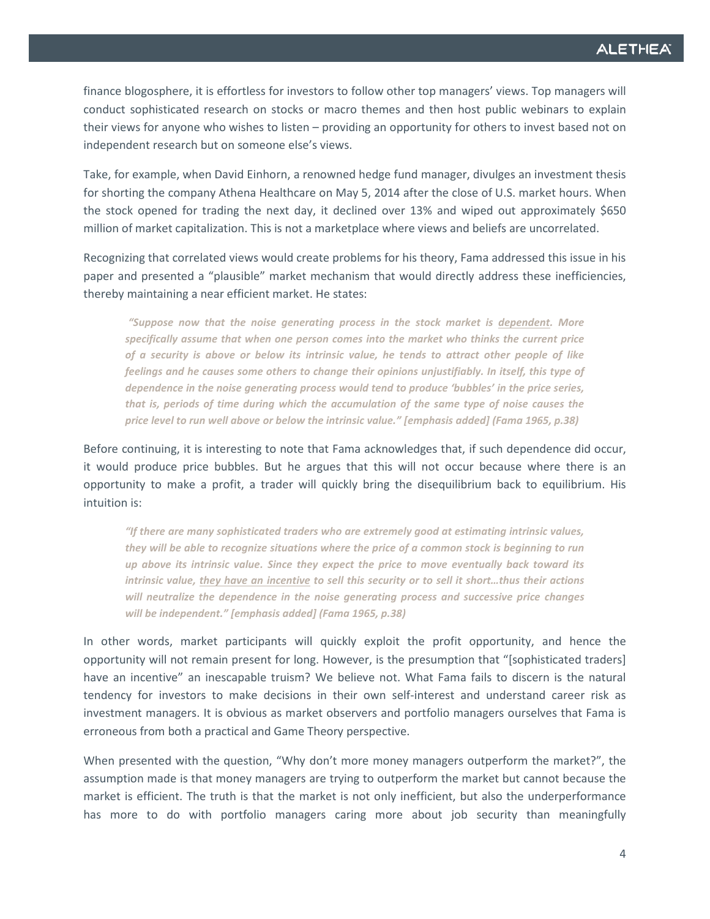finance blogosphere, it is effortless for investors to follow other top managers' views. Top managers will conduct sophisticated research on stocks or macro themes and then host public webinars to explain their views for anyone who wishes to listen – providing an opportunity for others to invest based not on independent research but on someone else's views.

Take, for example, when David Einhorn, a renowned hedge fund manager, divulges an investment thesis for shorting the company Athena Healthcare on May 5, 2014 after the close of U.S. market hours. When the stock opened for trading the next day, it declined over 13% and wiped out approximately $650 million of market capitalization. This is not a marketplace where views and beliefs are uncorrelated.

Recognizing that correlated views would create problems for his theory, Fama addressed this issue in his paper and presented a "plausible" market mechanism that would directly address these inefficiencies, thereby maintaining a near efficient market. He states:

> ***"Suppose now that the noise generating process in the stock market is <u>dependent</u>. More specifically assume that when one person comes into the market who thinks the current price of a security is above or below its intrinsic value, he tends to attract other people of like feelings and he causes some others to change their opinions unjustifiably. In itself, this type of dependence in the noise generating process would tend to produce 'bubbles' in the price series, that is, periods of time during which the accumulation of the same type of noise causes the price level to run well above or below the intrinsic value." [emphasis added] (Fama 1965, p.38)***

Before continuing, it is interesting to note that Fama acknowledges that, if such dependence did occur, it would produce price bubbles. But he argues that this will not occur because where there is an opportunity to make a profit, a trader will quickly bring the disequilibrium back to equilibrium. His intuition is:

> ***"If there are many sophisticated traders who are extremely good at estimating intrinsic values, they will be able to recognize situations where the price of a common stock is beginning to run up above its intrinsic value. Since they expect the price to move eventually back toward its intrinsic value, <u>they have an incentive</u> to sell this security or to sell it short…thus their actions will neutralize the dependence in the noise generating process and successive price changes will be independent." [emphasis added] (Fama 1965, p.38)***

In other words, market participants will quickly exploit the profit opportunity, and hence the opportunity will not remain present for long. However, is the presumption that "[sophisticated traders] have an incentive" an inescapable truism? We believe not. What Fama fails to discern is the natural tendency for investors to make decisions in their own self-interest and understand career risk as investment managers. It is obvious as market observers and portfolio managers ourselves that Fama is erroneous from both a practical and Game Theory perspective.

When presented with the question, "Why don't more money managers outperform the market?", the assumption made is that money managers are trying to outperform the market but cannot because the market is efficient. The truth is that the market is not only inefficient, but also the underperformance has more to do with portfolio managers caring more about job security than meaningfully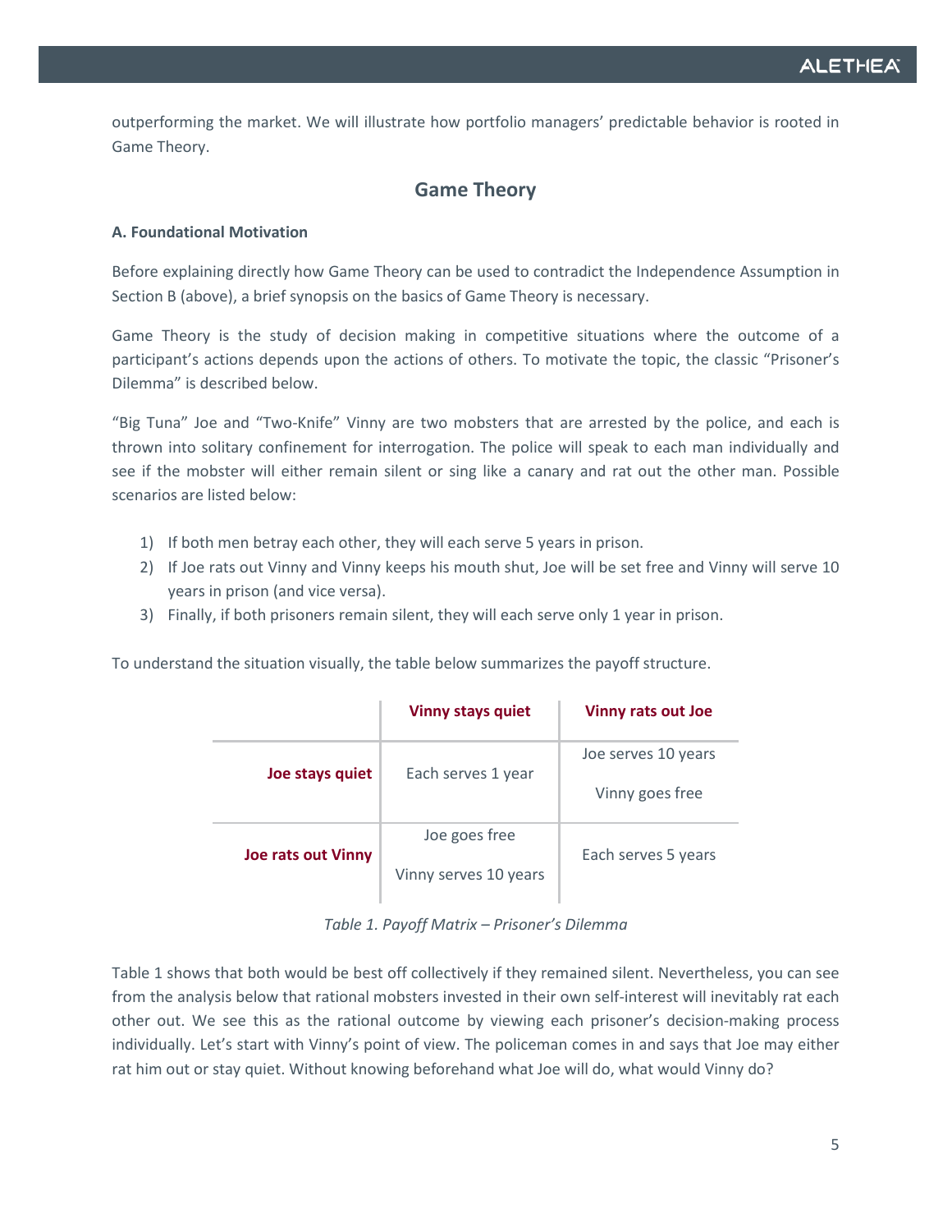outperforming the market. We will illustrate how portfolio managers' predictable behavior is rooted in Game Theory.

## Game Theory

**A. Foundational Motivation**

Before explaining directly how Game Theory can be used to contradict the Independence Assumption in Section B (above), a brief synopsis on the basics of Game Theory is necessary.

Game Theory is the study of decision making in competitive situations where the outcome of a participant's actions depends upon the actions of others. To motivate the topic, the classic "Prisoner's Dilemma" is described below.

"Big Tuna" Joe and "Two-Knife" Vinny are two mobsters that are arrested by the police, and each is thrown into solitary confinement for interrogation. The police will speak to each man individually and see if the mobster will either remain silent or sing like a canary and rat out the other man. Possible scenarios are listed below:

1) If both men betray each other, they will each serve 5 years in prison.
2) If Joe rats out Vinny and Vinny keeps his mouth shut, Joe will be set free and Vinny will serve 10 years in prison (and vice versa).
3) Finally, if both prisoners remain silent, they will each serve only 1 year in prison.

To understand the situation visually, the table below summarizes the payoff structure.

| | **Vinny stays quiet** | **Vinny rats out Joe** |
|---|---|---|
| **Joe stays quiet** | Each serves 1 year | Joe serves 10 years<br>Vinny goes free |
| **Joe rats out Vinny** | Joe goes free<br>Vinny serves 10 years | Each serves 5 years |

*Table 1. Payoff Matrix – Prisoner's Dilemma*

Table 1 shows that both would be best off collectively if they remained silent. Nevertheless, you can see from the analysis below that rational mobsters invested in their own self-interest will inevitably rat each other out. We see this as the rational outcome by viewing each prisoner's decision-making process individually. Let's start with Vinny's point of view. The policeman comes in and says that Joe may either rat him out or stay quiet. Without knowing beforehand what Joe will do, what would Vinny do?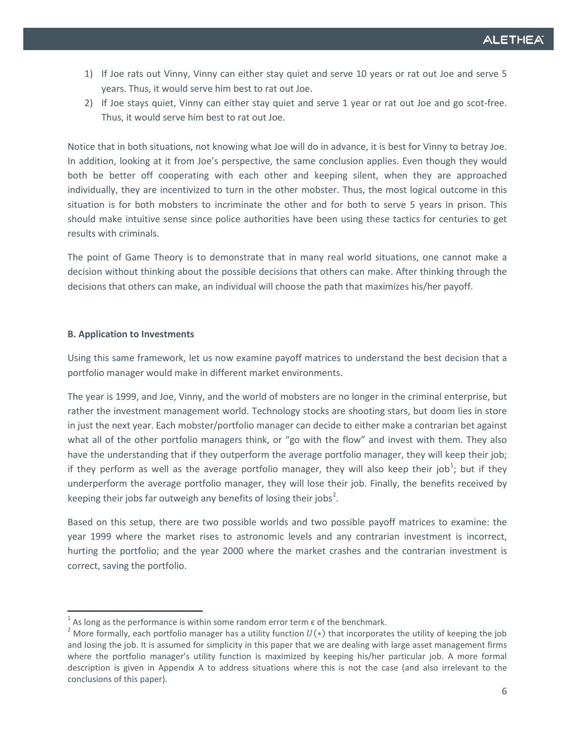1) If Joe rats out Vinny, Vinny can either stay quiet and serve 10 years or rat out Joe and serve 5 years. Thus, it would serve him best to rat out Joe.
2) If Joe stays quiet, Vinny can either stay quiet and serve 1 year or rat out Joe and go scot-free. Thus, it would serve him best to rat out Joe.

Notice that in both situations, not knowing what Joe will do in advance, it is best for Vinny to betray Joe. In addition, looking at it from Joe's perspective, the same conclusion applies. Even though they would both be better off cooperating with each other and keeping silent, when they are approached individually, they are incentivized to turn in the other mobster. Thus, the most logical outcome in this situation is for both mobsters to incriminate the other and for both to serve 5 years in prison. This should make intuitive sense since police authorities have been using these tactics for centuries to get results with criminals.

The point of Game Theory is to demonstrate that in many real world situations, one cannot make a decision without thinking about the possible decisions that others can make. After thinking through the decisions that others can make, an individual will choose the path that maximizes his/her payoff.

**B. Application to Investments**

Using this same framework, let us now examine payoff matrices to understand the best decision that a portfolio manager would make in different market environments.

The year is 1999, and Joe, Vinny, and the world of mobsters are no longer in the criminal enterprise, but rather the investment management world. Technology stocks are shooting stars, but doom lies in store in just the next year. Each mobster/portfolio manager can decide to either make a contrarian bet against what all of the other portfolio managers think, or "go with the flow" and invest with them. They also have the understanding that if they outperform the average portfolio manager, they will keep their job; if they perform as well as the average portfolio manager, they will also keep their job[1]; but if they underperform the average portfolio manager, they will lose their job. Finally, the benefits received by keeping their jobs far outweigh any benefits of losing their jobs[2].

Based on this setup, there are two possible worlds and two possible payoff matrices to examine: the year 1999 where the market rises to astronomic levels and any contrarian investment is incorrect, hurting the portfolio; and the year 2000 where the market crashes and the contrarian investment is correct, saving the portfolio.

---

[1] As long as the performance is within some random error term $\epsilon$ of the benchmark.

[2] More formally, each portfolio manager has a utility function $U(*)$ that incorporates the utility of keeping the job and losing the job. It is assumed for simplicity in this paper that we are dealing with large asset management firms where the portfolio manager's utility function is maximized by keeping his/her particular job. A more formal description is given in Appendix A to address situations where this is not the case (and also irrelevant to the conclusions of this paper).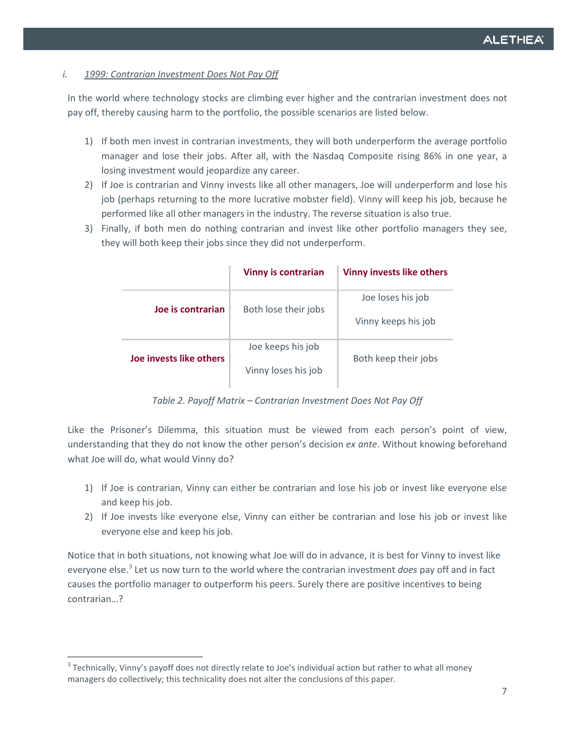### i. *1999: Contrarian Investment Does Not Pay Off*

In the world where technology stocks are climbing ever higher and the contrarian investment does not pay off, thereby causing harm to the portfolio, the possible scenarios are listed below.

1) If both men invest in contrarian investments, they will both underperform the average portfolio manager and lose their jobs. After all, with the Nasdaq Composite rising 86% in one year, a losing investment would jeopardize any career.
2) If Joe is contrarian and Vinny invests like all other managers, Joe will underperform and lose his job (perhaps returning to the more lucrative mobster field). Vinny will keep his job, because he performed like all other managers in the industry. The reverse situation is also true.
3) Finally, if both men do nothing contrarian and invest like other portfolio managers they see, they will both keep their jobs since they did not underperform.

| | **Vinny is contrarian** | **Vinny invests like others** |
|---|---|---|
| **Joe is contrarian** | Both lose their jobs | Joe loses his job<br>Vinny keeps his job |
| **Joe invests like others** | Joe keeps his job<br>Vinny loses his job | Both keep their jobs |

*Table 2. Payoff Matrix – Contrarian Investment Does Not Pay Off*

Like the Prisoner's Dilemma, this situation must be viewed from each person's point of view, understanding that they do not know the other person's decision *ex ante*. Without knowing beforehand what Joe will do, what would Vinny do?

1) If Joe is contrarian, Vinny can either be contrarian and lose his job or invest like everyone else and keep his job.
2) If Joe invests like everyone else, Vinny can either be contrarian and lose his job or invest like everyone else and keep his job.

Notice that in both situations, not knowing what Joe will do in advance, it is best for Vinny to invest like everyone else.[3] Let us now turn to the world where the contrarian investment *does* pay off and in fact causes the portfolio manager to outperform his peers. Surely there are positive incentives to being contrarian…?

[3] Technically, Vinny's payoff does not directly relate to Joe's individual action but rather to what all money managers do collectively; this technicality does not alter the conclusions of this paper.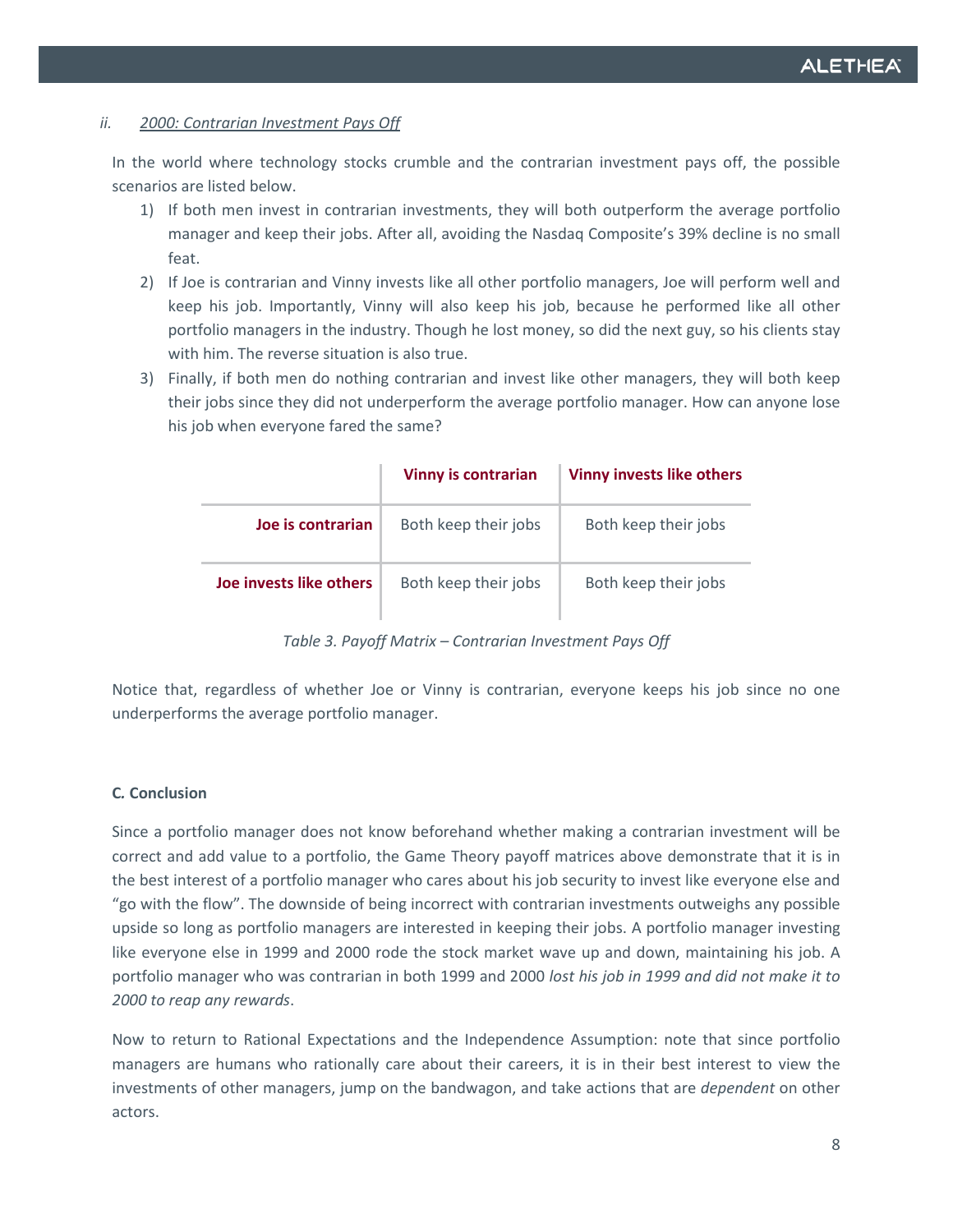*ii.* ***2000: Contrarian Investment Pays Off***

In the world where technology stocks crumble and the contrarian investment pays off, the possible scenarios are listed below.

1) If both men invest in contrarian investments, they will both outperform the average portfolio manager and keep their jobs. After all, avoiding the Nasdaq Composite's 39% decline is no small feat.
2) If Joe is contrarian and Vinny invests like all other portfolio managers, Joe will perform well and keep his job. Importantly, Vinny will also keep his job, because he performed like all other portfolio managers in the industry. Though he lost money, so did the next guy, so his clients stay with him. The reverse situation is also true.
3) Finally, if both men do nothing contrarian and invest like other managers, they will both keep their jobs since they did not underperform the average portfolio manager. How can anyone lose his job when everyone fared the same?

| | **Vinny is contrarian** | **Vinny invests like others** |
|---|---|---|
| **Joe is contrarian** | Both keep their jobs | Both keep their jobs |
| **Joe invests like others** | Both keep their jobs | Both keep their jobs |

*Table 3. Payoff Matrix – Contrarian Investment Pays Off*

Notice that, regardless of whether Joe or Vinny is contrarian, everyone keeps his job since no one underperforms the average portfolio manager.

**C. Conclusion**

Since a portfolio manager does not know beforehand whether making a contrarian investment will be correct and add value to a portfolio, the Game Theory payoff matrices above demonstrate that it is in the best interest of a portfolio manager who cares about his job security to invest like everyone else and "go with the flow". The downside of being incorrect with contrarian investments outweighs any possible upside so long as portfolio managers are interested in keeping their jobs. A portfolio manager investing like everyone else in 1999 and 2000 rode the stock market wave up and down, maintaining his job. A portfolio manager who was contrarian in both 1999 and 2000 *lost his job in 1999 and did not make it to 2000 to reap any rewards*.

Now to return to Rational Expectations and the Independence Assumption: note that since portfolio managers are humans who rationally care about their careers, it is in their best interest to view the investments of other managers, jump on the bandwagon, and take actions that are *dependent* on other actors.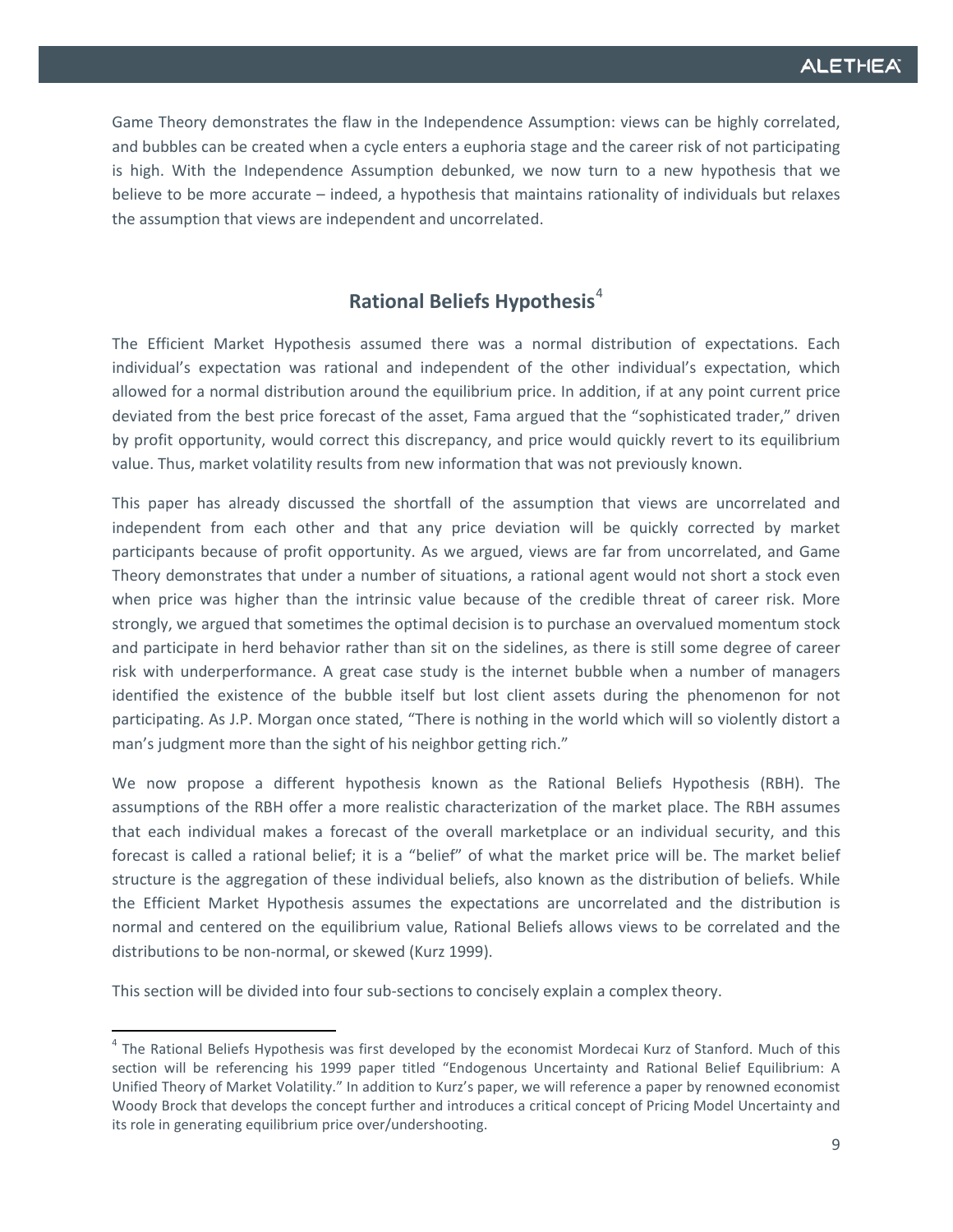Game Theory demonstrates the flaw in the Independence Assumption: views can be highly correlated, and bubbles can be created when a cycle enters a euphoria stage and the career risk of not participating is high. With the Independence Assumption debunked, we now turn to a new hypothesis that we believe to be more accurate – indeed, a hypothesis that maintains rationality of individuals but relaxes the assumption that views are independent and uncorrelated.

## Rational Beliefs Hypothesis[4]

The Efficient Market Hypothesis assumed there was a normal distribution of expectations. Each individual's expectation was rational and independent of the other individual's expectation, which allowed for a normal distribution around the equilibrium price. In addition, if at any point current price deviated from the best price forecast of the asset, Fama argued that the "sophisticated trader," driven by profit opportunity, would correct this discrepancy, and price would quickly revert to its equilibrium value. Thus, market volatility results from new information that was not previously known.

This paper has already discussed the shortfall of the assumption that views are uncorrelated and independent from each other and that any price deviation will be quickly corrected by market participants because of profit opportunity. As we argued, views are far from uncorrelated, and Game Theory demonstrates that under a number of situations, a rational agent would not short a stock even when price was higher than the intrinsic value because of the credible threat of career risk. More strongly, we argued that sometimes the optimal decision is to purchase an overvalued momentum stock and participate in herd behavior rather than sit on the sidelines, as there is still some degree of career risk with underperformance. A great case study is the internet bubble when a number of managers identified the existence of the bubble itself but lost client assets during the phenomenon for not participating. As J.P. Morgan once stated, "There is nothing in the world which will so violently distort a man's judgment more than the sight of his neighbor getting rich."

We now propose a different hypothesis known as the Rational Beliefs Hypothesis (RBH). The assumptions of the RBH offer a more realistic characterization of the market place. The RBH assumes that each individual makes a forecast of the overall marketplace or an individual security, and this forecast is called a rational belief; it is a "belief" of what the market price will be. The market belief structure is the aggregation of these individual beliefs, also known as the distribution of beliefs. While the Efficient Market Hypothesis assumes the expectations are uncorrelated and the distribution is normal and centered on the equilibrium value, Rational Beliefs allows views to be correlated and the distributions to be non-normal, or skewed (Kurz 1999).

This section will be divided into four sub-sections to concisely explain a complex theory.

---

[4] The Rational Beliefs Hypothesis was first developed by the economist Mordecai Kurz of Stanford. Much of this section will be referencing his 1999 paper titled "Endogenous Uncertainty and Rational Belief Equilibrium: A Unified Theory of Market Volatility." In addition to Kurz's paper, we will reference a paper by renowned economist Woody Brock that develops the concept further and introduces a critical concept of Pricing Model Uncertainty and its role in generating equilibrium price over/undershooting.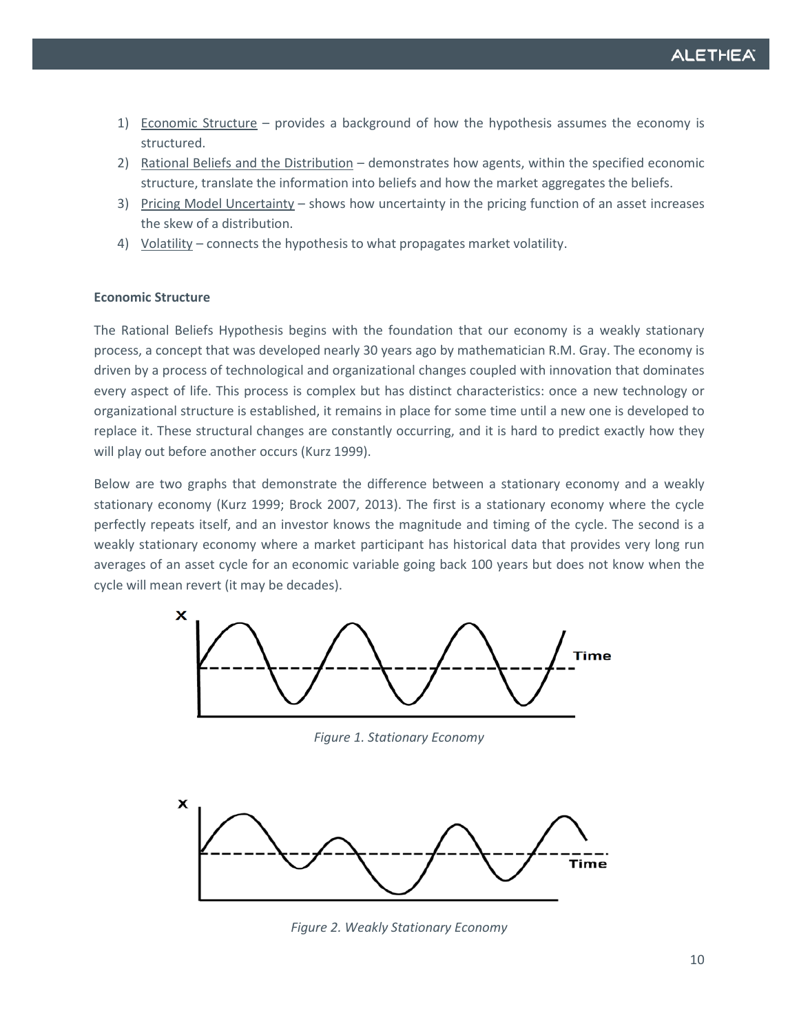1) Economic Structure – provides a background of how the hypothesis assumes the economy is structured.
2) Rational Beliefs and the Distribution – demonstrates how agents, within the specified economic structure, translate the information into beliefs and how the market aggregates the beliefs.
3) Pricing Model Uncertainty – shows how uncertainty in the pricing function of an asset increases the skew of a distribution.
4) Volatility – connects the hypothesis to what propagates market volatility.

**Economic Structure**

The Rational Beliefs Hypothesis begins with the foundation that our economy is a weakly stationary process, a concept that was developed nearly 30 years ago by mathematician R.M. Gray. The economy is driven by a process of technological and organizational changes coupled with innovation that dominates every aspect of life. This process is complex but has distinct characteristics: once a new technology or organizational structure is established, it remains in place for some time until a new one is developed to replace it. These structural changes are constantly occurring, and it is hard to predict exactly how they will play out before another occurs (Kurz 1999).

Below are two graphs that demonstrate the difference between a stationary economy and a weakly stationary economy (Kurz 1999; Brock 2007, 2013). The first is a stationary economy where the cycle perfectly repeats itself, and an investor knows the magnitude and timing of the cycle. The second is a weakly stationary economy where a market participant has historical data that provides very long run averages of an asset cycle for an economic variable going back 100 years but does not know when the cycle will mean revert (it may be decades).

*Figure 1. Stationary Economy*

*Figure 2. Weakly Stationary Economy*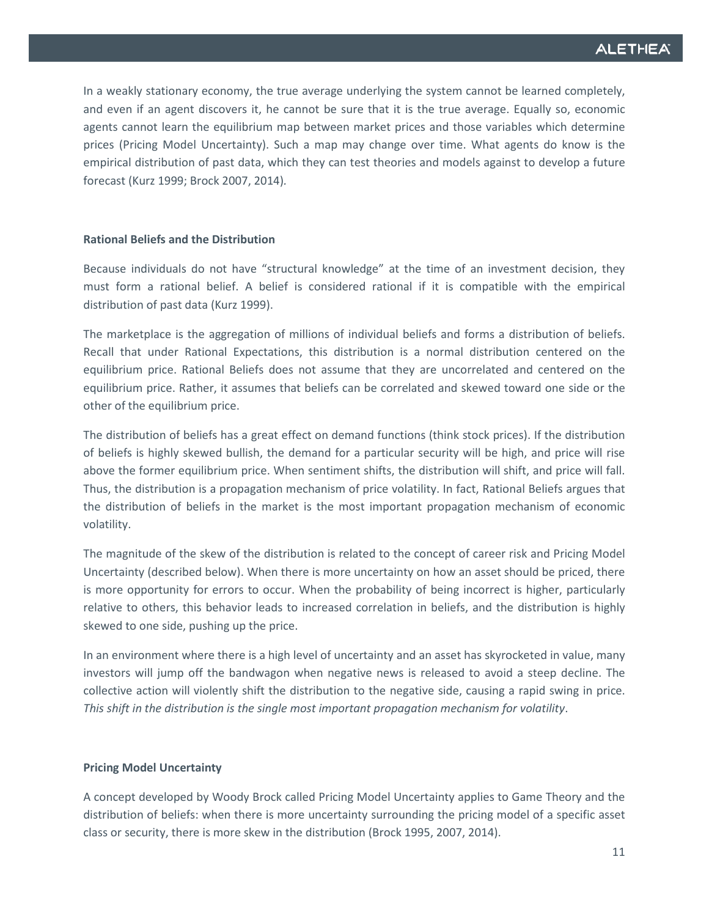In a weakly stationary economy, the true average underlying the system cannot be learned completely, and even if an agent discovers it, he cannot be sure that it is the true average. Equally so, economic agents cannot learn the equilibrium map between market prices and those variables which determine prices (Pricing Model Uncertainty). Such a map may change over time. What agents do know is the empirical distribution of past data, which they can test theories and models against to develop a future forecast (Kurz 1999; Brock 2007, 2014).

**Rational Beliefs and the Distribution**

Because individuals do not have "structural knowledge" at the time of an investment decision, they must form a rational belief. A belief is considered rational if it is compatible with the empirical distribution of past data (Kurz 1999).

The marketplace is the aggregation of millions of individual beliefs and forms a distribution of beliefs. Recall that under Rational Expectations, this distribution is a normal distribution centered on the equilibrium price. Rational Beliefs does not assume that they are uncorrelated and centered on the equilibrium price. Rather, it assumes that beliefs can be correlated and skewed toward one side or the other of the equilibrium price.

The distribution of beliefs has a great effect on demand functions (think stock prices). If the distribution of beliefs is highly skewed bullish, the demand for a particular security will be high, and price will rise above the former equilibrium price. When sentiment shifts, the distribution will shift, and price will fall. Thus, the distribution is a propagation mechanism of price volatility. In fact, Rational Beliefs argues that the distribution of beliefs in the market is the most important propagation mechanism of economic volatility.

The magnitude of the skew of the distribution is related to the concept of career risk and Pricing Model Uncertainty (described below). When there is more uncertainty on how an asset should be priced, there is more opportunity for errors to occur. When the probability of being incorrect is higher, particularly relative to others, this behavior leads to increased correlation in beliefs, and the distribution is highly skewed to one side, pushing up the price.

In an environment where there is a high level of uncertainty and an asset has skyrocketed in value, many investors will jump off the bandwagon when negative news is released to avoid a steep decline. The collective action will violently shift the distribution to the negative side, causing a rapid swing in price. *This shift in the distribution is the single most important propagation mechanism for volatility*.

**Pricing Model Uncertainty**

A concept developed by Woody Brock called Pricing Model Uncertainty applies to Game Theory and the distribution of beliefs: when there is more uncertainty surrounding the pricing model of a specific asset class or security, there is more skew in the distribution (Brock 1995, 2007, 2014).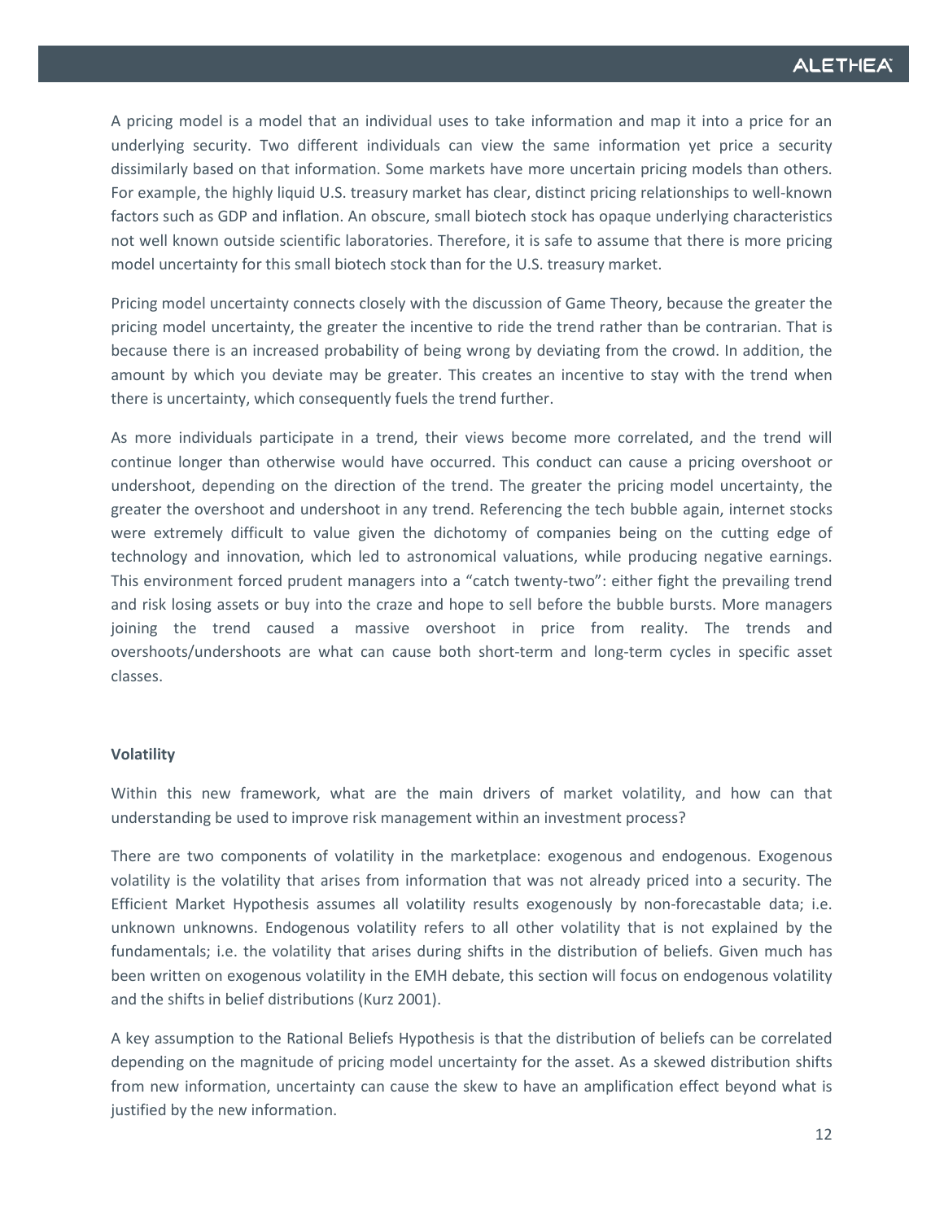A pricing model is a model that an individual uses to take information and map it into a price for an underlying security. Two different individuals can view the same information yet price a security dissimilarly based on that information. Some markets have more uncertain pricing models than others. For example, the highly liquid U.S. treasury market has clear, distinct pricing relationships to well-known factors such as GDP and inflation. An obscure, small biotech stock has opaque underlying characteristics not well known outside scientific laboratories. Therefore, it is safe to assume that there is more pricing model uncertainty for this small biotech stock than for the U.S. treasury market.

Pricing model uncertainty connects closely with the discussion of Game Theory, because the greater the pricing model uncertainty, the greater the incentive to ride the trend rather than be contrarian. That is because there is an increased probability of being wrong by deviating from the crowd. In addition, the amount by which you deviate may be greater. This creates an incentive to stay with the trend when there is uncertainty, which consequently fuels the trend further.

As more individuals participate in a trend, their views become more correlated, and the trend will continue longer than otherwise would have occurred. This conduct can cause a pricing overshoot or undershoot, depending on the direction of the trend. The greater the pricing model uncertainty, the greater the overshoot and undershoot in any trend. Referencing the tech bubble again, internet stocks were extremely difficult to value given the dichotomy of companies being on the cutting edge of technology and innovation, which led to astronomical valuations, while producing negative earnings. This environment forced prudent managers into a "catch twenty-two": either fight the prevailing trend and risk losing assets or buy into the craze and hope to sell before the bubble bursts. More managers joining the trend caused a massive overshoot in price from reality. The trends and overshoots/undershoots are what can cause both short-term and long-term cycles in specific asset classes.

**Volatility**

Within this new framework, what are the main drivers of market volatility, and how can that understanding be used to improve risk management within an investment process?

There are two components of volatility in the marketplace: exogenous and endogenous. Exogenous volatility is the volatility that arises from information that was not already priced into a security. The Efficient Market Hypothesis assumes all volatility results exogenously by non-forecastable data; i.e. unknown unknowns. Endogenous volatility refers to all other volatility that is not explained by the fundamentals; i.e. the volatility that arises during shifts in the distribution of beliefs. Given much has been written on exogenous volatility in the EMH debate, this section will focus on endogenous volatility and the shifts in belief distributions (Kurz 2001).

A key assumption to the Rational Beliefs Hypothesis is that the distribution of beliefs can be correlated depending on the magnitude of pricing model uncertainty for the asset. As a skewed distribution shifts from new information, uncertainty can cause the skew to have an amplification effect beyond what is justified by the new information.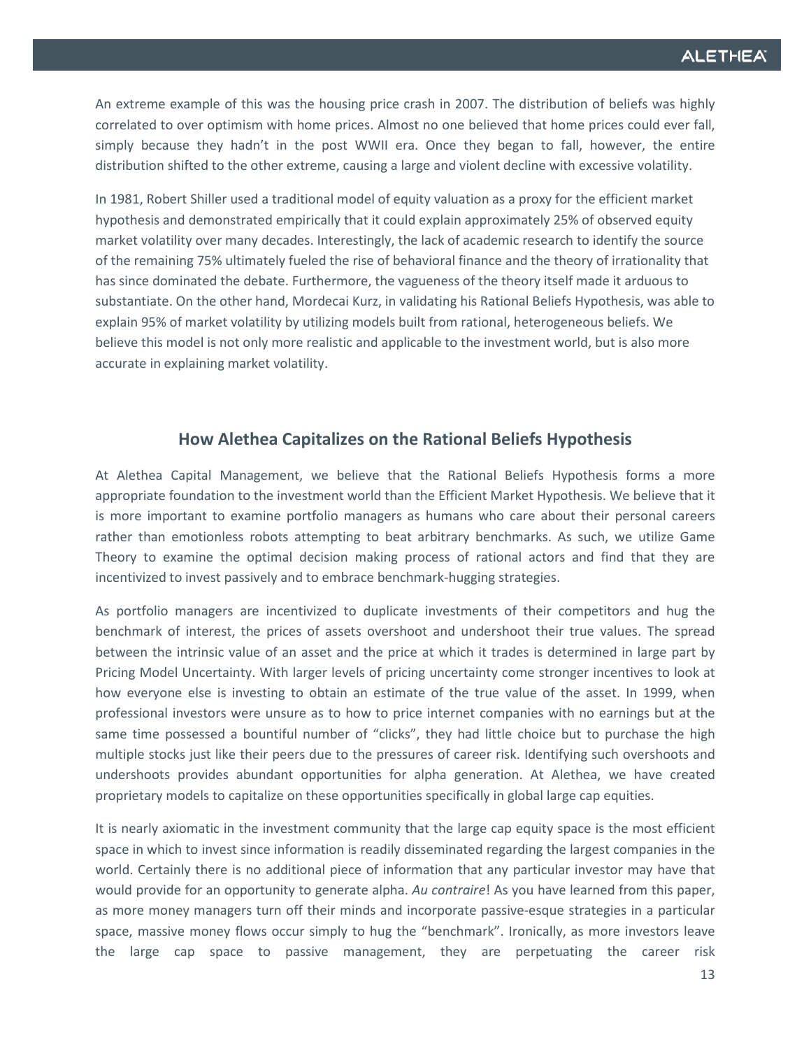An extreme example of this was the housing price crash in 2007. The distribution of beliefs was highly correlated to over optimism with home prices. Almost no one believed that home prices could ever fall, simply because they hadn't in the post WWII era. Once they began to fall, however, the entire distribution shifted to the other extreme, causing a large and violent decline with excessive volatility.

In 1981, Robert Shiller used a traditional model of equity valuation as a proxy for the efficient market hypothesis and demonstrated empirically that it could explain approximately 25% of observed equity market volatility over many decades. Interestingly, the lack of academic research to identify the source of the remaining 75% ultimately fueled the rise of behavioral finance and the theory of irrationality that has since dominated the debate. Furthermore, the vagueness of the theory itself made it arduous to substantiate. On the other hand, Mordecai Kurz, in validating his Rational Beliefs Hypothesis, was able to explain 95% of market volatility by utilizing models built from rational, heterogeneous beliefs. We believe this model is not only more realistic and applicable to the investment world, but is also more accurate in explaining market volatility.

## How Alethea Capitalizes on the Rational Beliefs Hypothesis

At Alethea Capital Management, we believe that the Rational Beliefs Hypothesis forms a more appropriate foundation to the investment world than the Efficient Market Hypothesis. We believe that it is more important to examine portfolio managers as humans who care about their personal careers rather than emotionless robots attempting to beat arbitrary benchmarks. As such, we utilize Game Theory to examine the optimal decision making process of rational actors and find that they are incentivized to invest passively and to embrace benchmark-hugging strategies.

As portfolio managers are incentivized to duplicate investments of their competitors and hug the benchmark of interest, the prices of assets overshoot and undershoot their true values. The spread between the intrinsic value of an asset and the price at which it trades is determined in large part by Pricing Model Uncertainty. With larger levels of pricing uncertainty come stronger incentives to look at how everyone else is investing to obtain an estimate of the true value of the asset. In 1999, when professional investors were unsure as to how to price internet companies with no earnings but at the same time possessed a bountiful number of "clicks", they had little choice but to purchase the high multiple stocks just like their peers due to the pressures of career risk. Identifying such overshoots and undershoots provides abundant opportunities for alpha generation. At Alethea, we have created proprietary models to capitalize on these opportunities specifically in global large cap equities.

It is nearly axiomatic in the investment community that the large cap equity space is the most efficient space in which to invest since information is readily disseminated regarding the largest companies in the world. Certainly there is no additional piece of information that any particular investor may have that would provide for an opportunity to generate alpha. *Au contraire*! As you have learned from this paper, as more money managers turn off their minds and incorporate passive-esque strategies in a particular space, massive money flows occur simply to hug the "benchmark". Ironically, as more investors leave the large cap space to passive management, they are perpetuating the career risk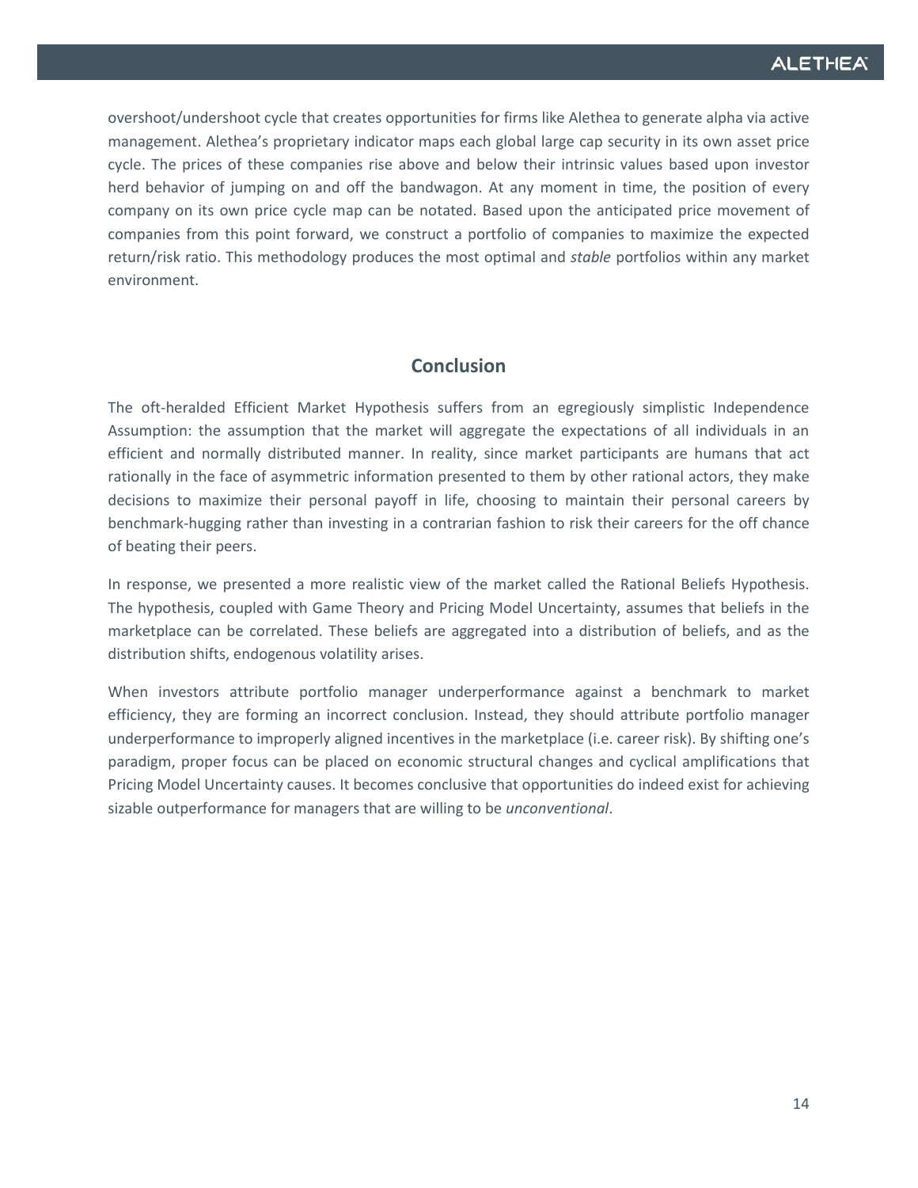overshoot/undershoot cycle that creates opportunities for firms like Alethea to generate alpha via active management. Alethea's proprietary indicator maps each global large cap security in its own asset price cycle. The prices of these companies rise above and below their intrinsic values based upon investor herd behavior of jumping on and off the bandwagon. At any moment in time, the position of every company on its own price cycle map can be notated. Based upon the anticipated price movement of companies from this point forward, we construct a portfolio of companies to maximize the expected return/risk ratio. This methodology produces the most optimal and *stable* portfolios within any market environment.

## Conclusion

The oft-heralded Efficient Market Hypothesis suffers from an egregiously simplistic Independence Assumption: the assumption that the market will aggregate the expectations of all individuals in an efficient and normally distributed manner. In reality, since market participants are humans that act rationally in the face of asymmetric information presented to them by other rational actors, they make decisions to maximize their personal payoff in life, choosing to maintain their personal careers by benchmark-hugging rather than investing in a contrarian fashion to risk their careers for the off chance of beating their peers.

In response, we presented a more realistic view of the market called the Rational Beliefs Hypothesis. The hypothesis, coupled with Game Theory and Pricing Model Uncertainty, assumes that beliefs in the marketplace can be correlated. These beliefs are aggregated into a distribution of beliefs, and as the distribution shifts, endogenous volatility arises.

When investors attribute portfolio manager underperformance against a benchmark to market efficiency, they are forming an incorrect conclusion. Instead, they should attribute portfolio manager underperformance to improperly aligned incentives in the marketplace (i.e. career risk). By shifting one's paradigm, proper focus can be placed on economic structural changes and cyclical amplifications that Pricing Model Uncertainty causes. It becomes conclusive that opportunities do indeed exist for achieving sizable outperformance for managers that are willing to be *unconventional*.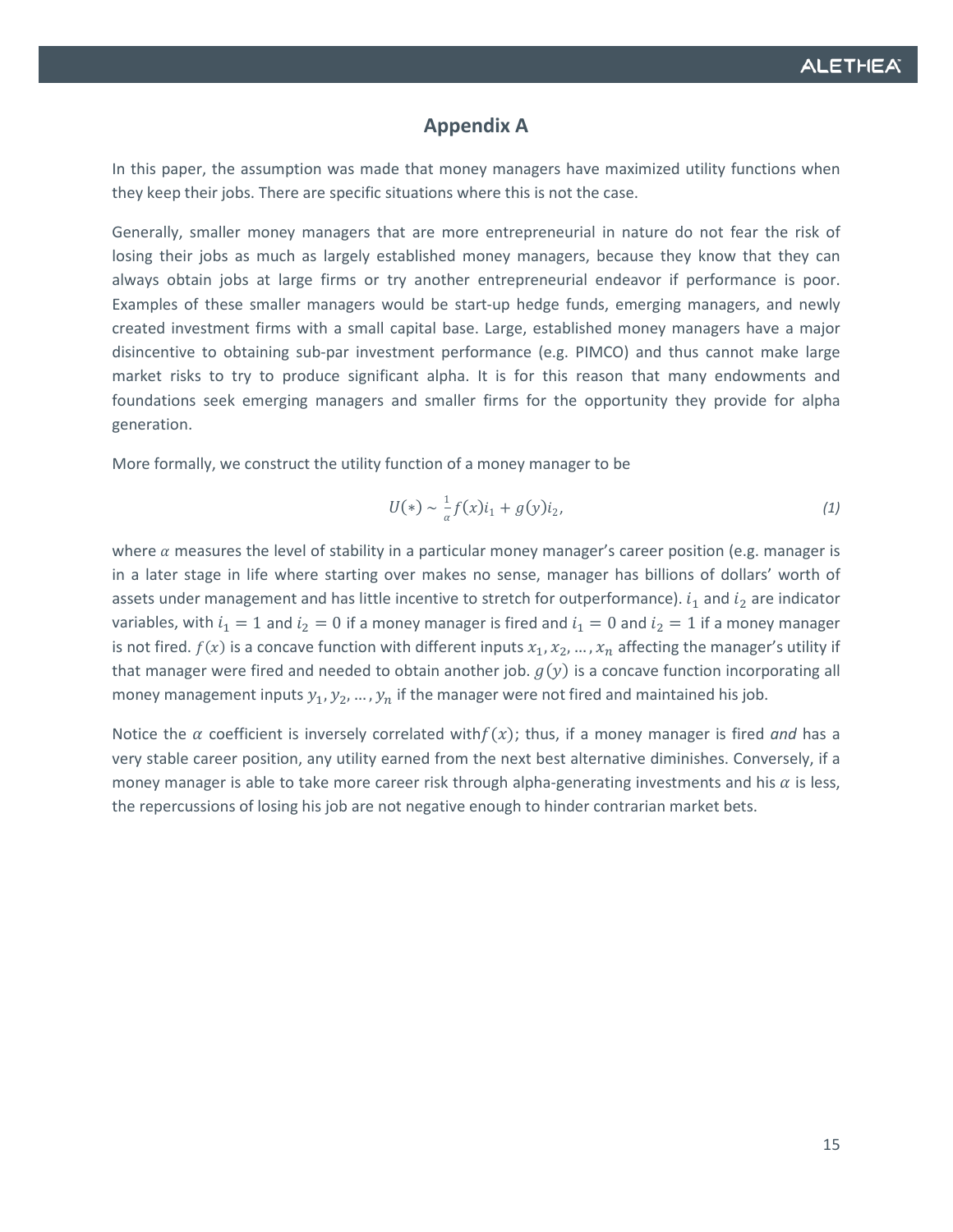## Appendix A

In this paper, the assumption was made that money managers have maximized utility functions when they keep their jobs. There are specific situations where this is not the case.

Generally, smaller money managers that are more entrepreneurial in nature do not fear the risk of losing their jobs as much as largely established money managers, because they know that they can always obtain jobs at large firms or try another entrepreneurial endeavor if performance is poor. Examples of these smaller managers would be start-up hedge funds, emerging managers, and newly created investment firms with a small capital base. Large, established money managers have a major disincentive to obtaining sub-par investment performance (e.g. PIMCO) and thus cannot make large market risks to try to produce significant alpha. It is for this reason that many endowments and foundations seek emerging managers and smaller firms for the opportunity they provide for alpha generation.

More formally, we construct the utility function of a money manager to be

$$U(*) \sim \frac{1}{\alpha} f(x) i_1 + g(y) i_2, \tag{1}$$

where $\alpha$ measures the level of stability in a particular money manager's career position (e.g. manager is in a later stage in life where starting over makes no sense, manager has billions of dollars' worth of assets under management and has little incentive to stretch for outperformance). $i_1$ and $i_2$ are indicator variables, with $i_1 = 1$ and $i_2 = 0$ if a money manager is fired and $i_1 = 0$ and $i_2 = 1$ if a money manager is not fired. $f(x)$ is a concave function with different inputs $x_1, x_2, \dots, x_n$ affecting the manager's utility if that manager were fired and needed to obtain another job. $g(y)$ is a concave function incorporating all money management inputs $y_1, y_2, \dots, y_n$ if the manager were not fired and maintained his job.

Notice the $\alpha$ coefficient is inversely correlated with $f(x)$; thus, if a money manager is fired *and* has a very stable career position, any utility earned from the next best alternative diminishes. Conversely, if a money manager is able to take more career risk through alpha-generating investments and his $\alpha$ is less, the repercussions of losing his job are not negative enough to hinder contrarian market bets.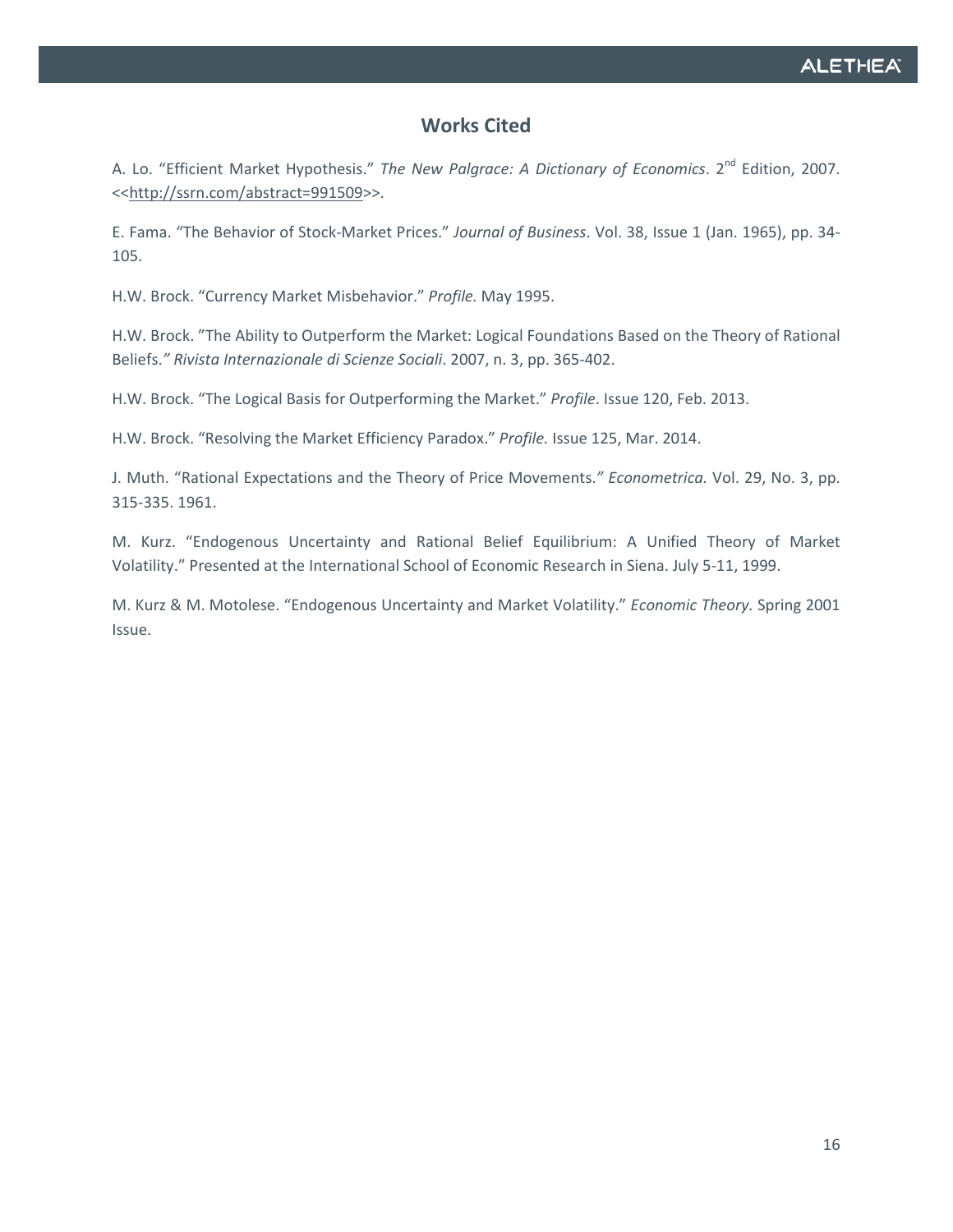## Works Cited

A. Lo. "Efficient Market Hypothesis." *The New Palgrace: A Dictionary of Economics*. 2nd Edition, 2007. <<http://ssrn.com/abstract=991509>>.

E. Fama. "The Behavior of Stock-Market Prices." *Journal of Business*. Vol. 38, Issue 1 (Jan. 1965), pp. 34-105.

H.W. Brock. "Currency Market Misbehavior." *Profile.* May 1995.

H.W. Brock. "The Ability to Outperform the Market: Logical Foundations Based on the Theory of Rational Beliefs." *Rivista Internazionale di Scienze Sociali*. 2007, n. 3, pp. 365-402.

H.W. Brock. "The Logical Basis for Outperforming the Market." *Profile*. Issue 120, Feb. 2013.

H.W. Brock. "Resolving the Market Efficiency Paradox." *Profile.* Issue 125, Mar. 2014.

J. Muth. "Rational Expectations and the Theory of Price Movements." *Econometrica.* Vol. 29, No. 3, pp. 315-335. 1961.

M. Kurz. "Endogenous Uncertainty and Rational Belief Equilibrium: A Unified Theory of Market Volatility." Presented at the International School of Economic Research in Siena. July 5-11, 1999.

M. Kurz & M. Motolese. "Endogenous Uncertainty and Market Volatility." *Economic Theory.* Spring 2001 Issue.